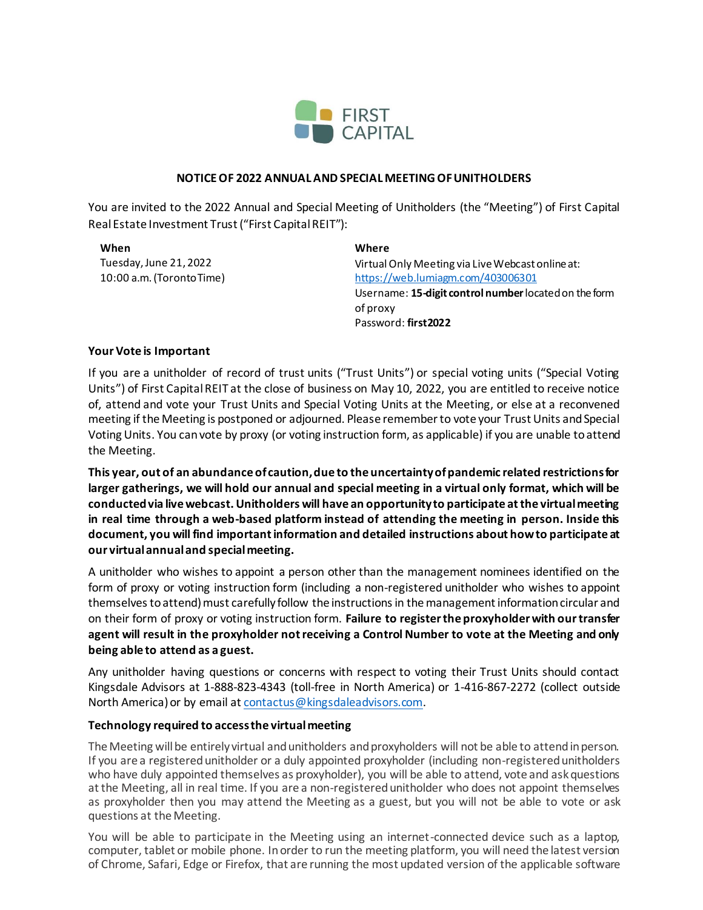FIRST CAPITAL

## NOTICE OF 2022 ANNUAL AND SPECIAL MEETING OF UNITHOLDERS

You are invited to the 2022 Annual and Special Meeting of Unitholders (the "Meeting") of First Capital Real Estate Investment Trust ("First Capital REIT"):

**When**
Tuesday, June 21, 2022
10:00 a.m. (Toronto Time)

**Where**
Virtual Only Meeting via Live Webcast online at:
https://web.lumiagm.com/403006301
Username: **15-digit control number** located on the form of proxy
Password: **first2022**

### Your Vote is Important

If you are a unitholder of record of trust units ("Trust Units") or special voting units ("Special Voting Units") of First Capital REIT at the close of business on May 10, 2022, you are entitled to receive notice of, attend and vote your Trust Units and Special Voting Units at the Meeting, or else at a reconvened meeting if the Meeting is postponed or adjourned. Please remember to vote your Trust Units and Special Voting Units. You can vote by proxy (or voting instruction form, as applicable) if you are unable to attend the Meeting.

**This year, out of an abundance of caution, due to the uncertainty of pandemic related restrictions for larger gatherings, we will hold our annual and special meeting in a virtual only format, which will be conducted via live webcast. Unitholders will have an opportunity to participate at the virtual meeting in real time through a web-based platform instead of attending the meeting in person. Inside this document, you will find important information and detailed instructions about how to participate at our virtual annual and special meeting.**

A unitholder who wishes to appoint a person other than the management nominees identified on the form of proxy or voting instruction form (including a non-registered unitholder who wishes to appoint themselves to attend) must carefully follow the instructions in the management information circular and on their form of proxy or voting instruction form. **Failure to register the proxyholder with our transfer agent will result in the proxyholder not receiving a Control Number to vote at the Meeting and only being able to attend as a guest.**

Any unitholder having questions or concerns with respect to voting their Trust Units should contact Kingsdale Advisors at 1-888-823-4343 (toll-free in North America) or 1-416-867-2272 (collect outside North America) or by email at contactus@kingsdaleadvisors.com.

### Technology required to access the virtual meeting

The Meeting will be entirely virtual and unitholders and proxyholders will not be able to attend in person. If you are a registered unitholder or a duly appointed proxyholder (including non-registered unitholders who have duly appointed themselves as proxyholder), you will be able to attend, vote and ask questions at the Meeting, all in real time. If you are a non-registered unitholder who does not appoint themselves as proxyholder then you may attend the Meeting as a guest, but you will not be able to vote or ask questions at the Meeting.

You will be able to participate in the Meeting using an internet-connected device such as a laptop, computer, tablet or mobile phone. In order to run the meeting platform, you will need the latest version of Chrome, Safari, Edge or Firefox, that are running the most updated version of the applicable software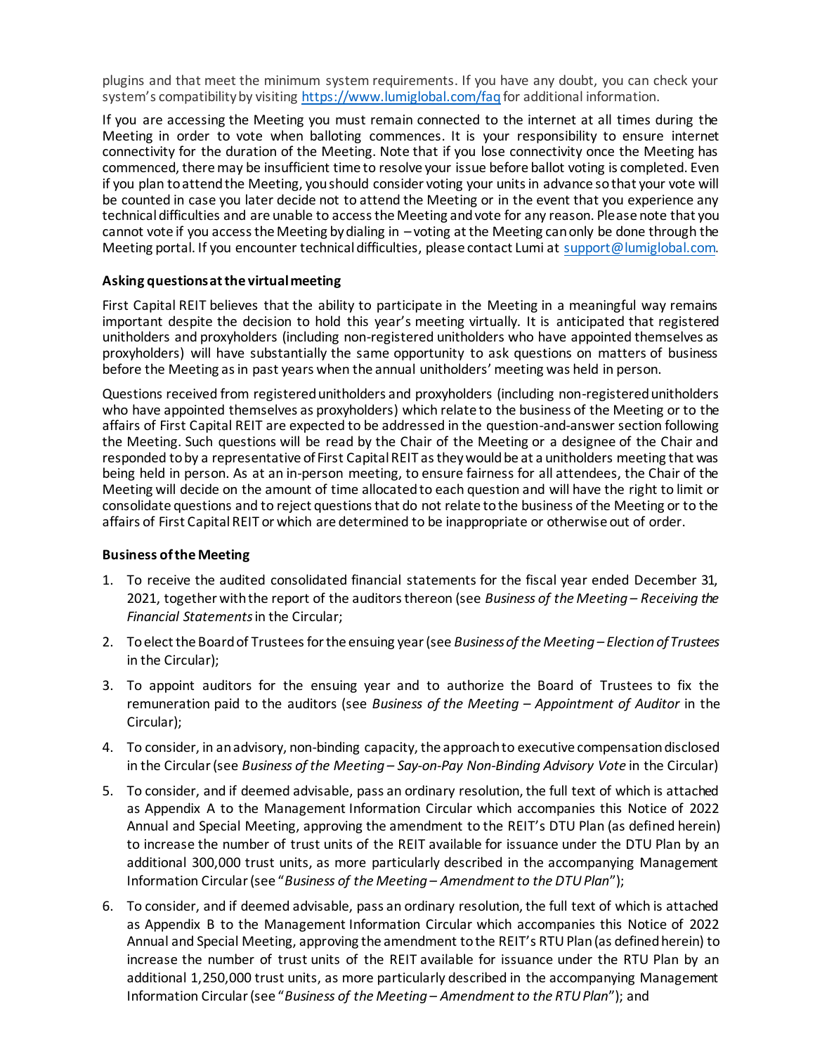plugins and that meet the minimum system requirements. If you have any doubt, you can check your system's compatibility by visiting https://www.lumiglobal.com/faq for additional information.

If you are accessing the Meeting you must remain connected to the internet at all times during the Meeting in order to vote when balloting commences. It is your responsibility to ensure internet connectivity for the duration of the Meeting. Note that if you lose connectivity once the Meeting has commenced, there may be insufficient time to resolve your issue before ballot voting is completed. Even if you plan to attend the Meeting, you should consider voting your units in advance so that your vote will be counted in case you later decide not to attend the Meeting or in the event that you experience any technical difficulties and are unable to access the Meeting and vote for any reason. Please note that you cannot vote if you access the Meeting by dialing in – voting at the Meeting can only be done through the Meeting portal. If you encounter technical difficulties, please contact Lumi at support@lumiglobal.com.

**Asking questions at the virtual meeting**

First Capital REIT believes that the ability to participate in the Meeting in a meaningful way remains important despite the decision to hold this year's meeting virtually. It is anticipated that registered unitholders and proxyholders (including non-registered unitholders who have appointed themselves as proxyholders) will have substantially the same opportunity to ask questions on matters of business before the Meeting as in past years when the annual unitholders' meeting was held in person.

Questions received from registered unitholders and proxyholders (including non-registered unitholders who have appointed themselves as proxyholders) which relate to the business of the Meeting or to the affairs of First Capital REIT are expected to be addressed in the question-and-answer section following the Meeting. Such questions will be read by the Chair of the Meeting or a designee of the Chair and responded to by a representative of First Capital REIT as they would be at a unitholders meeting that was being held in person. As at an in-person meeting, to ensure fairness for all attendees, the Chair of the Meeting will decide on the amount of time allocated to each question and will have the right to limit or consolidate questions and to reject questions that do not relate to the business of the Meeting or to the affairs of First Capital REIT or which are determined to be inappropriate or otherwise out of order.

**Business of the Meeting**

1. To receive the audited consolidated financial statements for the fiscal year ended December 31, 2021, together with the report of the auditors thereon (see *Business of the Meeting – Receiving the Financial Statements* in the Circular;
2. To elect the Board of Trustees for the ensuing year (see *Business of the Meeting – Election of Trustees* in the Circular);
3. To appoint auditors for the ensuing year and to authorize the Board of Trustees to fix the remuneration paid to the auditors (see *Business of the Meeting – Appointment of Auditor* in the Circular);
4. To consider, in an advisory, non-binding capacity, the approach to executive compensation disclosed in the Circular (see *Business of the Meeting – Say-on-Pay Non-Binding Advisory Vote* in the Circular)
5. To consider, and if deemed advisable, pass an ordinary resolution, the full text of which is attached as Appendix A to the Management Information Circular which accompanies this Notice of 2022 Annual and Special Meeting, approving the amendment to the REIT's DTU Plan (as defined herein) to increase the number of trust units of the REIT available for issuance under the DTU Plan by an additional 300,000 trust units, as more particularly described in the accompanying Management Information Circular (see "*Business of the Meeting – Amendment to the DTU Plan*");
6. To consider, and if deemed advisable, pass an ordinary resolution, the full text of which is attached as Appendix B to the Management Information Circular which accompanies this Notice of 2022 Annual and Special Meeting, approving the amendment to the REIT's RTU Plan (as defined herein) to increase the number of trust units of the REIT available for issuance under the RTU Plan by an additional 1,250,000 trust units, as more particularly described in the accompanying Management Information Circular (see "*Business of the Meeting – Amendment to the RTU Plan*"); and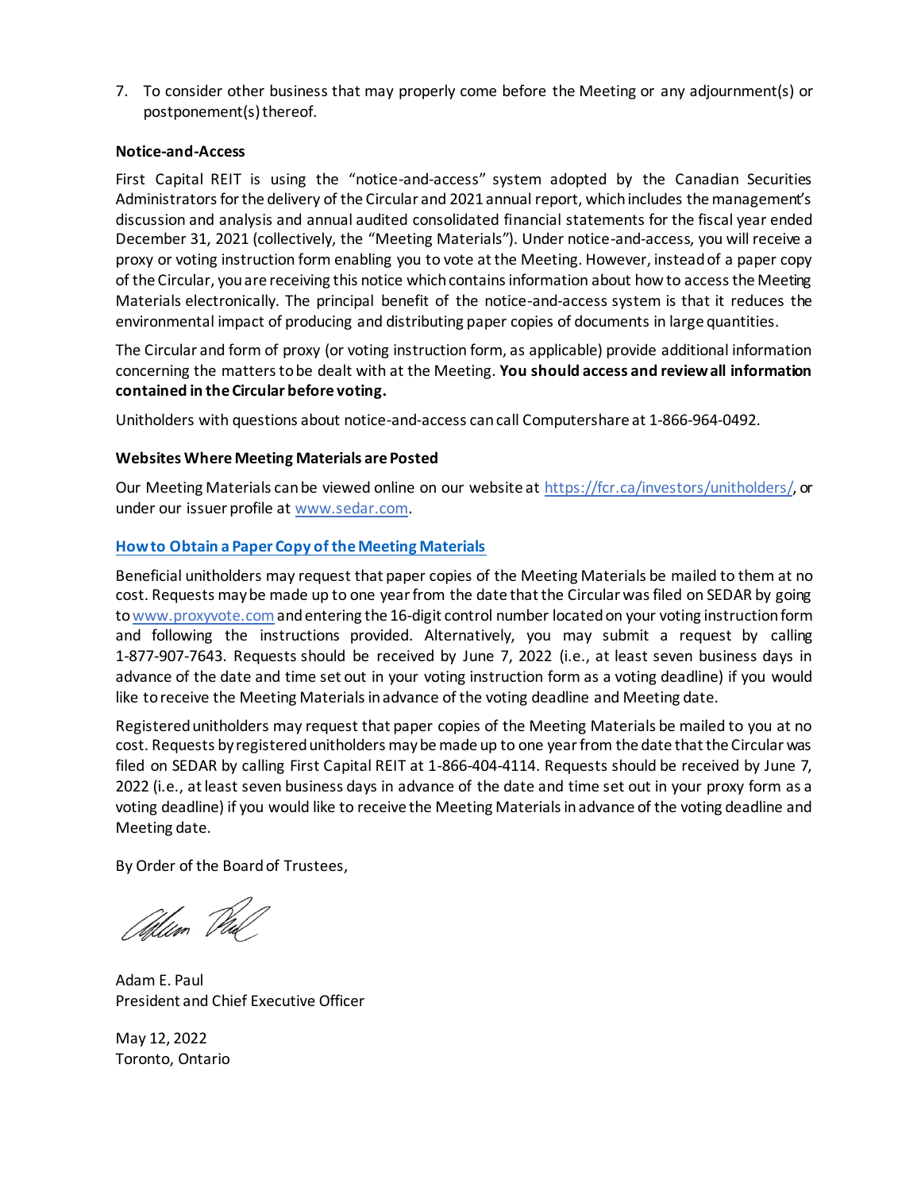7. To consider other business that may properly come before the Meeting or any adjournment(s) or postponement(s) thereof.

**Notice-and-Access**

First Capital REIT is using the "notice-and-access" system adopted by the Canadian Securities Administrators for the delivery of the Circular and 2021 annual report, which includes the management's discussion and analysis and annual audited consolidated financial statements for the fiscal year ended December 31, 2021 (collectively, the "Meeting Materials"). Under notice-and-access, you will receive a proxy or voting instruction form enabling you to vote at the Meeting. However, instead of a paper copy of the Circular, you are receiving this notice which contains information about how to access the Meeting Materials electronically. The principal benefit of the notice-and-access system is that it reduces the environmental impact of producing and distributing paper copies of documents in large quantities.

The Circular and form of proxy (or voting instruction form, as applicable) provide additional information concerning the matters to be dealt with at the Meeting. **You should access and review all information contained in the Circular before voting.**

Unitholders with questions about notice-and-access can call Computershare at 1-866-964-0492.

**Websites Where Meeting Materials are Posted**

Our Meeting Materials can be viewed online on our website at https://fcr.ca/investors/unitholders/, or under our issuer profile at www.sedar.com.

**How to Obtain a Paper Copy of the Meeting Materials**

Beneficial unitholders may request that paper copies of the Meeting Materials be mailed to them at no cost. Requests may be made up to one year from the date that the Circular was filed on SEDAR by going to www.proxyvote.com and entering the 16-digit control number located on your voting instruction form and following the instructions provided. Alternatively, you may submit a request by calling 1-877-907-7643. Requests should be received by June 7, 2022 (i.e., at least seven business days in advance of the date and time set out in your voting instruction form as a voting deadline) if you would like to receive the Meeting Materials in advance of the voting deadline and Meeting date.

Registered unitholders may request that paper copies of the Meeting Materials be mailed to you at no cost. Requests by registered unitholders may be made up to one year from the date that the Circular was filed on SEDAR by calling First Capital REIT at 1-866-404-4114. Requests should be received by June 7, 2022 (i.e., at least seven business days in advance of the date and time set out in your proxy form as a voting deadline) if you would like to receive the Meeting Materials in advance of the voting deadline and Meeting date.

By Order of the Board of Trustees,

Adam E. Paul
President and Chief Executive Officer

May 12, 2022
Toronto, Ontario